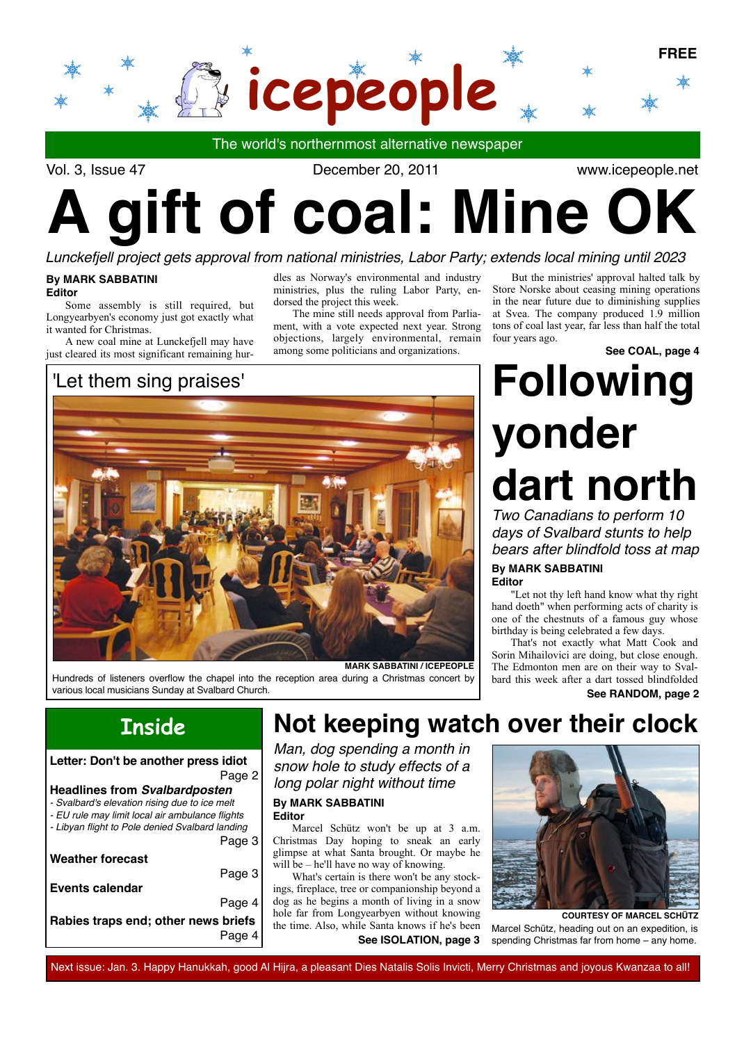FREE

# icepeople

The world's northernmost alternative newspaper

Vol. 3, Issue 47 — December 20, 2011 — www.icepeople.net

# A gift of coal: Mine OK

*Lunckefjell project gets approval from national ministries, Labor Party; extends local mining until 2023*

**By MARK SABBATINI**
**Editor**

Some assembly is still required, but Longyearbyen's economy just got exactly what it wanted for Christmas.

A new coal mine at Lunckefjell may have just cleared its most significant remaining hurdles as Norway's environmental and industry ministries, plus the ruling Labor Party, endorsed the project this week.

The mine still needs approval from Parliament, with a vote expected next year. Strong objections, largely environmental, remain among some politicians and organizations.

But the ministries' approval halted talk by Store Norske about ceasing mining operations in the near future due to diminishing supplies at Svea. The company produced 1.9 million tons of coal last year, far less than half the total four years ago.

**See COAL, page 4**

## 'Let them sing praises'

MARK SABBATINI / ICEPEOPLE

Hundreds of listeners overflow the chapel into the reception area during a Christmas concert by various local musicians Sunday at Svalbard Church.

# Following yonder dart north

*Two Canadians to perform 10 days of Svalbard stunts to help bears after blindfold toss at map*

**By MARK SABBATINI**
**Editor**

"Let not thy left hand know what thy right hand doeth" when performing acts of charity is one of the chestnuts of a famous guy whose birthday is being celebrated a few days.

That's not exactly what Matt Cook and Sorin Mihailovici are doing, but close enough. The Edmonton men are on their way to Svalbard this week after a dart tossed blindfolded

**See RANDOM, page 2**

## Inside

**Letter: Don't be another press idiot** — Page 2

**Headlines from *Svalbardposten***
- *Svalbard's elevation rising due to ice melt*
- *EU rule may limit local air ambulance flights*
- *Libyan flight to Pole denied Svalbard landing*

Page 3

**Weather forecast** — Page 3

**Events calendar** — Page 4

**Rabies traps end; other news briefs** — Page 4

# Not keeping watch over their clock

*Man, dog spending a month in snow hole to study effects of a long polar night without time*

**By MARK SABBATINI**
**Editor**

Marcel Schütz won't be up at 3 a.m. Christmas Day hoping to sneak an early glimpse at what Santa brought. Or maybe he will be – he'll have no way of knowing.

What's certain is there won't be any stockings, fireplace, tree or companionship beyond a dog as he begins a month of living in a snow hole far from Longyearbyen without knowing the time. Also, while Santa knows if he's been

**See ISOLATION, page 3**

COURTESY OF MARCEL SCHÜTZ

Marcel Schütz, heading out on an expedition, is spending Christmas far from home – any home.

Next issue: Jan. 3. Happy Hanukkah, good Al Hijra, a pleasant Dies Natalis Solis Invicti, Merry Christmas and joyous Kwanzaa to all!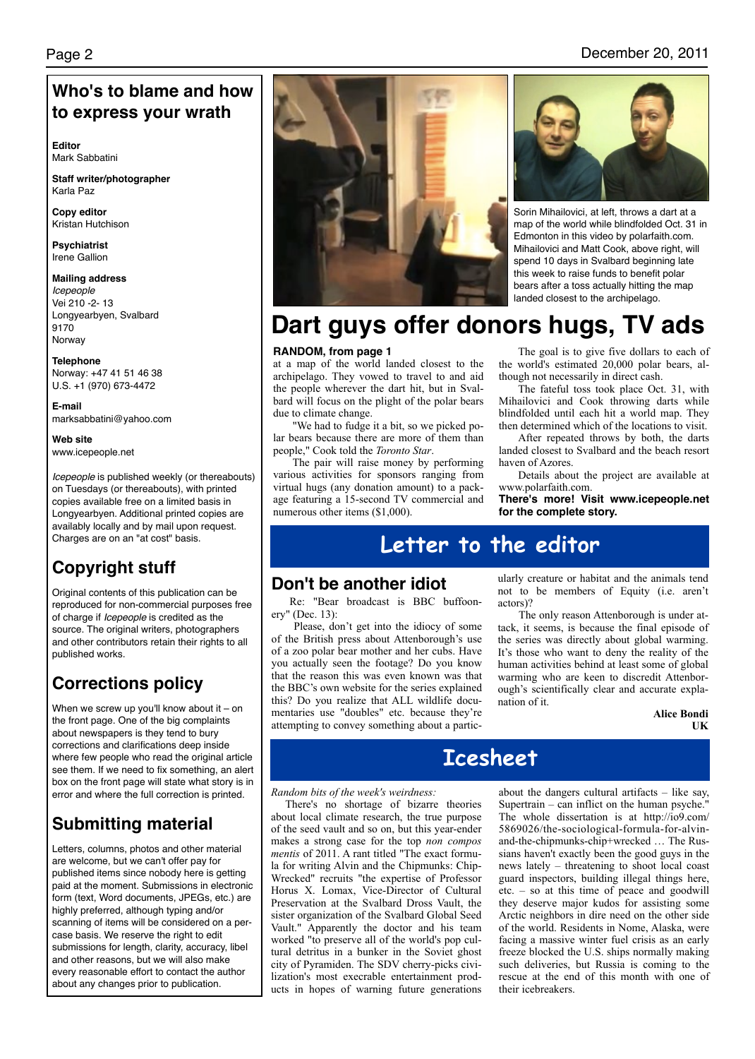## Who's to blame and how to express your wrath

**Editor**
Mark Sabbatini

**Staff writer/photographer**
Karla Paz

**Copy editor**
Kristan Hutchison

**Psychiatrist**
Irene Gallion

**Mailing address**
*Icepeople*
Vei 210 -2- 13
Longyearbyen, Svalbard
9170
Norway

**Telephone**
Norway: +47 41 51 46 38
U.S. +1 (970) 673-4472

**E-mail**
marksabbatini@yahoo.com

**Web site**
www.icepeople.net

*Icepeople* is published weekly (or thereabouts) on Tuesdays (or thereabouts), with printed copies available free on a limited basis in Longyearbyen. Additional printed copies are availably locally and by mail upon request. Charges are on an "at cost" basis.

## Copyright stuff

Original contents of this publication can be reproduced for non-commercial purposes free of charge if *Icepeople* is credited as the source. The original writers, photographers and other contributors retain their rights to all published works.

## Corrections policy

When we screw up you'll know about it – on the front page. One of the big complaints about newspapers is they tend to bury corrections and clarifications deep inside where few people who read the original article see them. If we need to fix something, an alert box on the front page will state what story is in error and where the full correction is printed.

## Submitting material

Letters, columns, photos and other material are welcome, but we can't offer pay for published items since nobody here is getting paid at the moment. Submissions in electronic form (text, Word documents, JPEGs, etc.) are highly preferred, although typing and/or scanning of items will be considered on a per-case basis. We reserve the right to edit submissions for length, clarity, accuracy, libel and other reasons, but we will also make every reasonable effort to contact the author about any changes prior to publication.

Sorin Mihailovici, at left, throws a dart at a map of the world while blindfolded Oct. 31 in Edmonton in this video by polarfaith.com. Mihailovici and Matt Cook, above right, will spend 10 days in Svalbard beginning late this week to raise funds to benefit polar bears after a toss actually hitting the map landed closest to the archipelago.

# Dart guys offer donors hugs, TV ads

**RANDOM, from page 1**

at a map of the world landed closest to the archipelago. They vowed to travel to and aid the people wherever the dart hit, but in Svalbard will focus on the plight of the polar bears due to climate change.

"We had to fudge it a bit, so we picked polar bears because there are more of them than people," Cook told the *Toronto Star*.

The pair will raise money by performing various activities for sponsors ranging from virtual hugs (any donation amount) to a package featuring a 15-second TV commercial and numerous other items ($1,000).

The goal is to give five dollars to each of the world's estimated 20,000 polar bears, although not necessarily in direct cash.

The fateful toss took place Oct. 31, with Mihailovici and Cook throwing darts while blindfolded until each hit a world map. They then determined which of the locations to visit.

After repeated throws by both, the darts landed closest to Svalbard and the beach resort haven of Azores.

Details about the project are available at www.polarfaith.com.

**There's more! Visit www.icepeople.net for the complete story.**

# Letter to the editor

## Don't be another idiot

Re: "Bear broadcast is BBC buffoonery" (Dec. 13):

Please, don't get into the idiocy of some of the British press about Attenborough's use of a zoo polar bear mother and her cubs. Have you actually seen the footage? Do you know that the reason this was even known was that the BBC's own website for the series explained this? Do you realize that ALL wildlife documentaries use "doubles" etc. because they're attempting to convey something about a particularly creature or habitat and the animals tend not to be members of Equity (i.e. aren't actors)?

The only reason Attenborough is under attack, it seems, is because the final episode of the series was directly about global warming. It's those who want to deny the reality of the human activities behind at least some of global warming who are keen to discredit Attenborough's scientifically clear and accurate explanation of it.

**Alice Bondi**
**UK**

# Icesheet

*Random bits of the week's weirdness:*

There's no shortage of bizarre theories about local climate research, the true purpose of the seed vault and so on, but this year-ender makes a strong case for the top *non compos mentis* of 2011. A rant titled "The exact formula for writing Alvin and the Chipmunks: Chip-Wrecked" recruits "the expertise of Professor Horus X. Lomax, Vice-Director of Cultural Preservation at the Svalbard Dross Vault, the sister organization of the Svalbard Global Seed Vault." Apparently the doctor and his team worked "to preserve all of the world's pop cultural detritus in a bunker in the Soviet ghost city of Pyramiden. The SDV cherry-picks civilization's most execrable entertainment products in hopes of warning future generations about the dangers cultural artifacts – like say, Supertrain – can inflict on the human psyche." The whole dissertation is at http://io9.com/5869026/the-sociological-formula-for-alvin-and-the-chipmunks-chip+wrecked … The Russians haven't exactly been the good guys in the news lately – threatening to shoot local coast guard inspectors, building illegal things here, etc. – so at this time of peace and goodwill they deserve major kudos for assisting some Arctic neighbors in dire need on the other side of the world. Residents in Nome, Alaska, were facing a massive winter fuel crisis as an early freeze blocked the U.S. ships normally making such deliveries, but Russia is coming to the rescue at the end of this month with one of their icebreakers.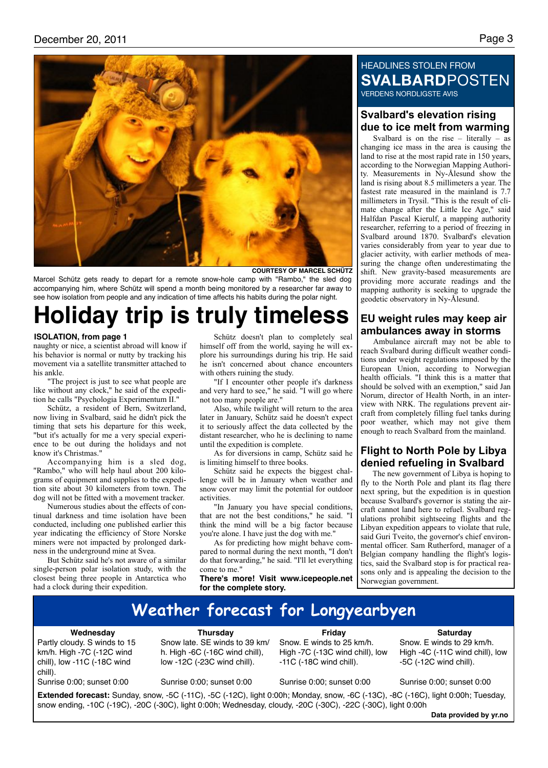COURTESY OF MARCEL SCHÜTZ

Marcel Schütz gets ready to depart for a remote snow-hole camp with "Rambo," the sled dog accompanying him, where Schütz will spend a month being monitored by a researcher far away to see how isolation from people and any indication of time affects his habits during the polar night.

# Holiday trip is truly timeless

**ISOLATION, from page 1**

naughty or nice, a scientist abroad will know if his behavior is normal or nutty by tracking his movement via a satellite transmitter attached to his ankle.

"The project is just to see what people are like without any clock," he said of the expedition he calls "Psychologia Experimentum II."

Schütz, a resident of Bern, Switzerland, now living in Svalbard, said he didn't pick the timing that sets his departure for this week, "but it's actually for me a very special experience to be out during the holidays and not know it's Christmas."

Accompanying him is a sled dog, "Rambo," who will help haul about 200 kilograms of equipment and supplies to the expedition site about 30 kilometers from town. The dog will not be fitted with a movement tracker.

Numerous studies about the effects of continual darkness and time isolation have been conducted, including one published earlier this year indicating the efficiency of Store Norske miners were not impacted by prolonged darkness in the underground mine at Svea.

But Schütz said he's not aware of a similar single-person polar isolation study, with the closest being three people in Antarctica who had a clock during their expedition.

Schütz doesn't plan to completely seal himself off from the world, saying he will explore his surroundings during his trip. He said he isn't concerned about chance encounters with others ruining the study.

"If I encounter other people it's darkness and very hard to see," he said. "I will go where not too many people are."

Also, while twilight will return to the area later in January, Schütz said he doesn't expect it to seriously affect the data collected by the distant researcher, who he is declining to name until the expedition is complete.

As for diversions in camp, Schütz said he is limiting himself to three books.

Schütz said he expects the biggest challenge will be in January when weather and snow cover may limit the potential for outdoor activities.

"In January you have special conditions, that are not the best conditions," he said. "I think the mind will be a big factor because you're alone. I have just the dog with me."

As for predicting how might behave compared to normal during the next month, "I don't do that forwarding," he said. "I'll let everything come to me."

**There's more! Visit www.icepeople.net for the complete story.**

HEADLINES STOLEN FROM
## SVALBARDPOSTEN
VERDENS NORDLIGSTE AVIS

### Svalbard's elevation rising due to ice melt from warming

Svalbard is on the rise – literally – as changing ice mass in the area is causing the land to rise at the most rapid rate in 150 years, according to the Norwegian Mapping Authority. Measurements in Ny-Ålesund show the land is rising about 8.5 millimeters a year. The fastest rate measured in the mainland is 7.7 millimeters in Trysil. "This is the result of climate change after the Little Ice Age," said Halfdan Pascal Kierulf, a mapping authority researcher, referring to a period of freezing in Svalbard around 1870. Svalbard's elevation varies considerably from year to year due to glacier activity, with earlier methods of measuring the change often underestimating the shift. New gravity-based measurements are providing more accurate readings and the mapping authority is seeking to upgrade the geodetic observatory in Ny-Ålesund.

### EU weight rules may keep air ambulances away in storms

Ambulance aircraft may not be able to reach Svalbard during difficult weather conditions under weight regulations imposed by the European Union, according to Norwegian health officials. "I think this is a matter that should be solved with an exemption," said Jan Norum, director of Health North, in an interview with NRK. The regulations prevent aircraft from completely filling fuel tanks during poor weather, which may not give them enough to reach Svalbard from the mainland.

### Flight to North Pole by Libya denied refueling in Svalbard

The new government of Libya is hoping to fly to the North Pole and plant its flag there next spring, but the expedition is in question because Svalbard's governor is stating the aircraft cannot land here to refuel. Svalbard regulations prohibit sightseeing flights and the Libyan expedition appears to violate that rule, said Guri Tveito, the governor's chief environmental officer. Sam Rutherford, manager of a Belgian company handling the flight's logistics, said the Svalbard stop is for practical reasons only and is appealing the decision to the Norwegian government.

## Weather forecast for Longyearbyen

| Wednesday | Thursday | Friday | Saturday |
| --- | --- | --- | --- |
| Partly cloudy. S winds to 15 km/h. High -7C (-12C wind chill), low -11C (-18C wind chill). | Snow late. SE winds to 39 km/h. High -6C (-16C wind chill), low -12C (-23C wind chill). | Snow. E winds to 25 km/h. High -7C (-13C wind chill), low -11C (-18C wind chill). | Snow. E winds to 29 km/h. High -4C (-11C wind chill), low -5C (-12C wind chill). |
| Sunrise 0:00; sunset 0:00 | Sunrise 0:00; sunset 0:00 | Sunrise 0:00; sunset 0:00 | Sunrise 0:00; sunset 0:00 |

**Extended forecast:** Sunday, snow, -5C (-11C), -5C (-12C), light 0:00h; Monday, snow, -6C (-13C), -8C (-16C), light 0:00h; Tuesday, snow ending, -10C (-19C), -20C (-30C), light 0:00h; Wednesday, cloudy, -20C (-30C), -22C (-30C), light 0:00h

**Data provided by yr.no**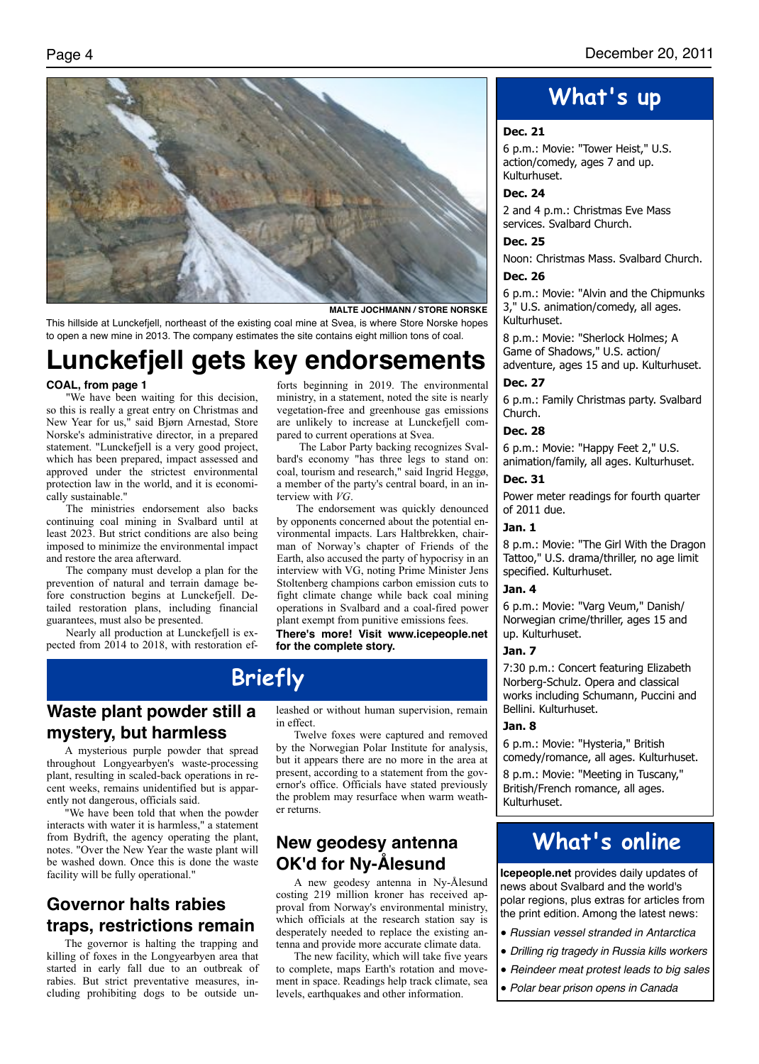MALTE JOCHMANN / STORE NORSKE

This hillside at Lunckefjell, northeast of the existing coal mine at Svea, is where Store Norske hopes to open a new mine in 2013. The company estimates the site contains eight million tons of coal.

# Lunckefjell gets key endorsements

**COAL, from page 1**

"We have been waiting for this decision, so this is really a great entry on Christmas and New Year for us," said Bjørn Arnestad, Store Norske's administrative director, in a prepared statement. "Lunckefjell is a very good project, which has been prepared, impact assessed and approved under the strictest environmental protection law in the world, and it is economically sustainable."

The ministries endorsement also backs continuing coal mining in Svalbard until at least 2023. But strict conditions are also being imposed to minimize the environmental impact and restore the area afterward.

The company must develop a plan for the prevention of natural and terrain damage before construction begins at Lunckefjell. Detailed restoration plans, including financial guarantees, must also be presented.

Nearly all production at Lunckefjell is expected from 2014 to 2018, with restoration efforts beginning in 2019. The environmental ministry, in a statement, noted the site is nearly vegetation-free and greenhouse gas emissions are unlikely to increase at Lunckefjell compared to current operations at Svea.

The Labor Party backing recognizes Svalbard's economy "has three legs to stand on: coal, tourism and research," said Ingrid Heggø, a member of the party's central board, in an interview with *VG*.

The endorsement was quickly denounced by opponents concerned about the potential environmental impacts. Lars Haltbrekken, chairman of Norway's chapter of Friends of the Earth, also accused the party of hypocrisy in an interview with VG, noting Prime Minister Jens Stoltenberg champions carbon emission cuts to fight climate change while back coal mining operations in Svalbard and a coal-fired power plant exempt from punitive emissions fees.

**There's more! Visit www.icepeople.net for the complete story.**

# Briefly

## Waste plant powder still a mystery, but harmless

A mysterious purple powder that spread throughout Longyearbyen's waste-processing plant, resulting in scaled-back operations in recent weeks, remains unidentified but is apparently not dangerous, officials said.

"We have been told that when the powder interacts with water it is harmless," a statement from Bydrift, the agency operating the plant, notes. "Over the New Year the waste plant will be washed down. Once this is done the waste facility will be fully operational."

## Governor halts rabies traps, restrictions remain

The governor is halting the trapping and killing of foxes in the Longyearbyen area that started in early fall due to an outbreak of rabies. But strict preventative measures, including prohibiting dogs to be outside unleashed or without human supervision, remain in effect.

Twelve foxes were captured and removed by the Norwegian Polar Institute for analysis, but it appears there are no more in the area at present, according to a statement from the governor's office. Officials have stated previously the problem may resurface when warm weather returns.

## New geodesy antenna OK'd for Ny-Ålesund

A new geodesy antenna in Ny-Ålesund costing 219 million kroner has received approval from Norway's environmental ministry, which officials at the research station say is desperately needed to replace the existing antenna and provide more accurate climate data.

The new facility, which will take five years to complete, maps Earth's rotation and movement in space. Readings help track climate, sea levels, earthquakes and other information.

# What's up

**Dec. 21**

6 p.m.: Movie: "Tower Heist," U.S. action/comedy, ages 7 and up. Kulturhuset.

**Dec. 24**

2 and 4 p.m.: Christmas Eve Mass services. Svalbard Church.

**Dec. 25**

Noon: Christmas Mass. Svalbard Church.

**Dec. 26**

6 p.m.: Movie: "Alvin and the Chipmunks 3," U.S. animation/comedy, all ages. Kulturhuset.

8 p.m.: Movie: "Sherlock Holmes; A Game of Shadows," U.S. action/adventure, ages 15 and up. Kulturhuset.

**Dec. 27**

6 p.m.: Family Christmas party. Svalbard Church.

**Dec. 28**

6 p.m.: Movie: "Happy Feet 2," U.S. animation/family, all ages. Kulturhuset.

**Dec. 31**

Power meter readings for fourth quarter of 2011 due.

**Jan. 1**

8 p.m.: Movie: "The Girl With the Dragon Tattoo," U.S. drama/thriller, no age limit specified. Kulturhuset.

**Jan. 4**

6 p.m.: Movie: "Varg Veum," Danish/Norwegian crime/thriller, ages 15 and up. Kulturhuset.

**Jan. 7**

7:30 p.m.: Concert featuring Elizabeth Norberg-Schulz. Opera and classical works including Schumann, Puccini and Bellini. Kulturhuset.

**Jan. 8**

6 p.m.: Movie: "Hysteria," British comedy/romance, all ages. Kulturhuset.

8 p.m.: Movie: "Meeting in Tuscany," British/French romance, all ages. Kulturhuset.

# What's online

**Icepeople.net** provides daily updates of news about Svalbard and the world's polar regions, plus extras for articles from the print edition. Among the latest news:

- *Russian vessel stranded in Antarctica*
- *Drilling rig tragedy in Russia kills workers*
- *Reindeer meat protest leads to big sales*
- *Polar bear prison opens in Canada*